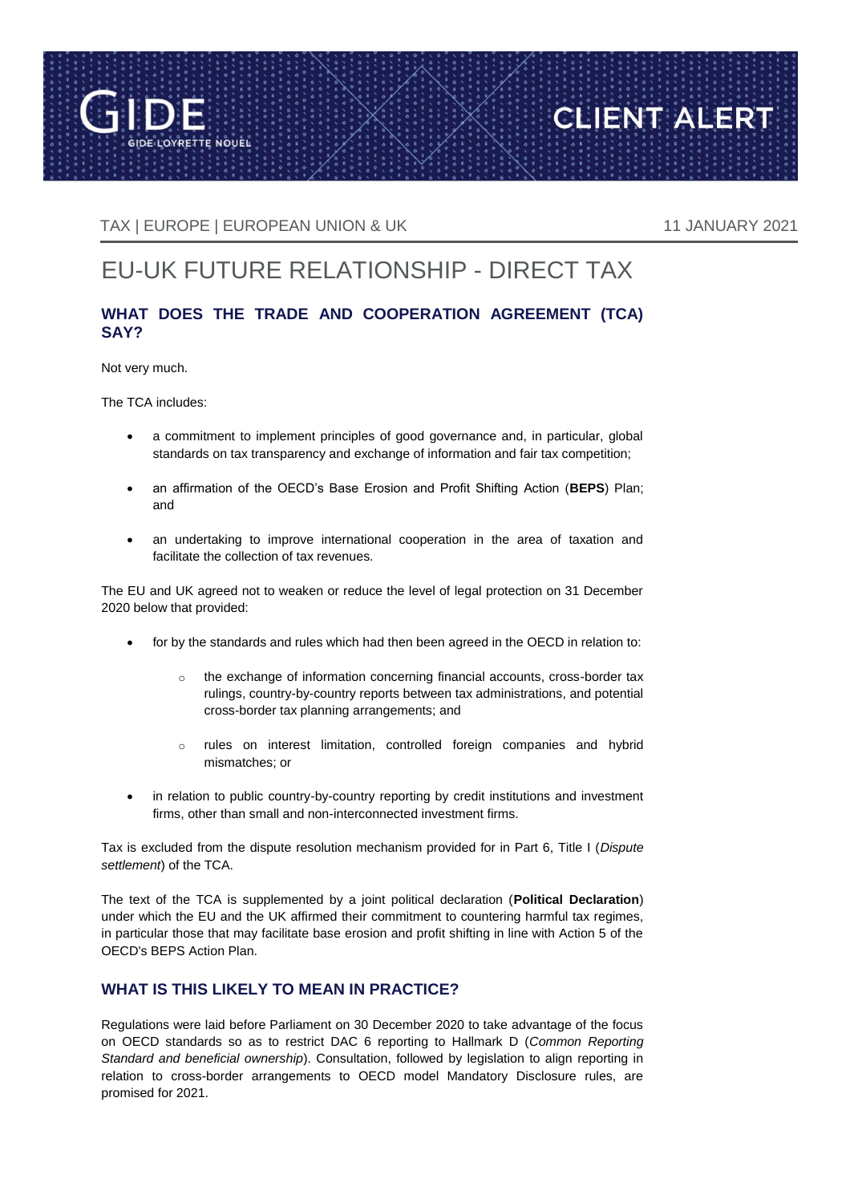TAX | EUROPE | EUROPEAN UNION & UK

11 JANUARY 2021

# EU-UK FUTURE RELATIONSHIP - DIRECT TAX

## WHAT DOES THE TRADE AND COOPERATION AGREEMENT (TCA) SAY?

Not very much.

The TCA includes:

- a commitment to implement principles of good governance and, in particular, global standards on tax transparency and exchange of information and fair tax competition;
- an affirmation of the OECD's Base Erosion and Profit Shifting Action (**BEPS**) Plan; and
- an undertaking to improve international cooperation in the area of taxation and facilitate the collection of tax revenues.

The EU and UK agreed not to weaken or reduce the level of legal protection on 31 December 2020 below that provided:

- for by the standards and rules which had then been agreed in the OECD in relation to:
  - the exchange of information concerning financial accounts, cross-border tax rulings, country-by-country reports between tax administrations, and potential cross-border tax planning arrangements; and
  - rules on interest limitation, controlled foreign companies and hybrid mismatches; or
- in relation to public country-by-country reporting by credit institutions and investment firms, other than small and non-interconnected investment firms.

Tax is excluded from the dispute resolution mechanism provided for in Part 6, Title I (*Dispute settlement*) of the TCA.

The text of the TCA is supplemented by a joint political declaration (**Political Declaration**) under which the EU and the UK affirmed their commitment to countering harmful tax regimes, in particular those that may facilitate base erosion and profit shifting in line with Action 5 of the OECD's BEPS Action Plan.

## WHAT IS THIS LIKELY TO MEAN IN PRACTICE?

Regulations were laid before Parliament on 30 December 2020 to take advantage of the focus on OECD standards so as to restrict DAC 6 reporting to Hallmark D (*Common Reporting Standard and beneficial ownership*). Consultation, followed by legislation to align reporting in relation to cross-border arrangements to OECD model Mandatory Disclosure rules, are promised for 2021.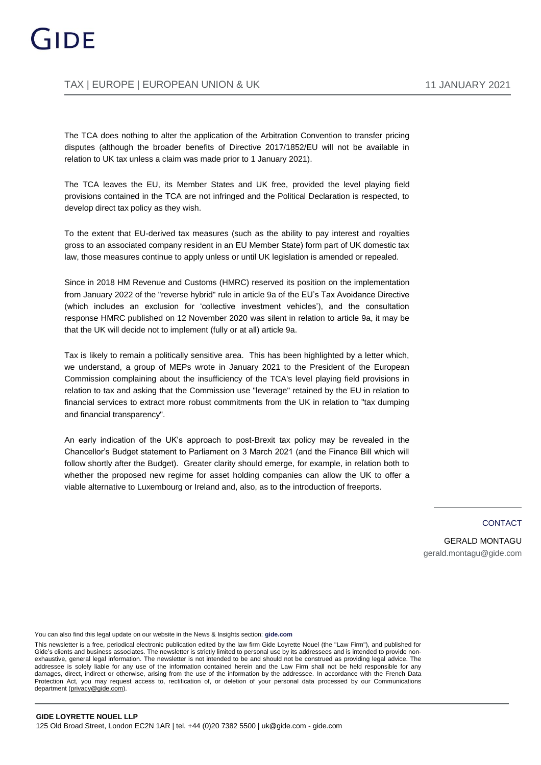The TCA does nothing to alter the application of the Arbitration Convention to transfer pricing disputes (although the broader benefits of Directive 2017/1852/EU will not be available in relation to UK tax unless a claim was made prior to 1 January 2021).

The TCA leaves the EU, its Member States and UK free, provided the level playing field provisions contained in the TCA are not infringed and the Political Declaration is respected, to develop direct tax policy as they wish.

To the extent that EU-derived tax measures (such as the ability to pay interest and royalties gross to an associated company resident in an EU Member State) form part of UK domestic tax law, those measures continue to apply unless or until UK legislation is amended or repealed.

Since in 2018 HM Revenue and Customs (HMRC) reserved its position on the implementation from January 2022 of the "reverse hybrid" rule in article 9a of the EU's Tax Avoidance Directive (which includes an exclusion for 'collective investment vehicles'), and the consultation response HMRC published on 12 November 2020 was silent in relation to article 9a, it may be that the UK will decide not to implement (fully or at all) article 9a.

Tax is likely to remain a politically sensitive area. This has been highlighted by a letter which, we understand, a group of MEPs wrote in January 2021 to the President of the European Commission complaining about the insufficiency of the TCA's level playing field provisions in relation to tax and asking that the Commission use "leverage" retained by the EU in relation to financial services to extract more robust commitments from the UK in relation to "tax dumping and financial transparency".

An early indication of the UK's approach to post-Brexit tax policy may be revealed in the Chancellor's Budget statement to Parliament on 3 March 2021 (and the Finance Bill which will follow shortly after the Budget). Greater clarity should emerge, for example, in relation both to whether the proposed new regime for asset holding companies can allow the UK to offer a viable alternative to Luxembourg or Ireland and, also, as to the introduction of freeports.

CONTACT

GERALD MONTAGU
gerald.montagu@gide.com

You can also find this legal update on our website in the News & Insights section: **gide.com**

This newsletter is a free, periodical electronic publication edited by the law firm Gide Loyrette Nouel (the "Law Firm"), and published for Gide's clients and business associates. The newsletter is strictly limited to personal use by its addressees and is intended to provide non-exhaustive, general legal information. The newsletter is not intended to be and should not be construed as providing legal advice. The addressee is solely liable for any use of the information contained herein and the Law Firm shall not be held responsible for any damages, direct, indirect or otherwise, arising from the use of the information by the addressee. In accordance with the French Data Protection Act, you may request access to, rectification of, or deletion of your personal data processed by our Communications department (privacy@gide.com).

**GIDE LOYRETTE NOUEL LLP**
125 Old Broad Street, London EC2N 1AR | tel. +44 (0)20 7382 5500 | uk@gide.com - gide.com